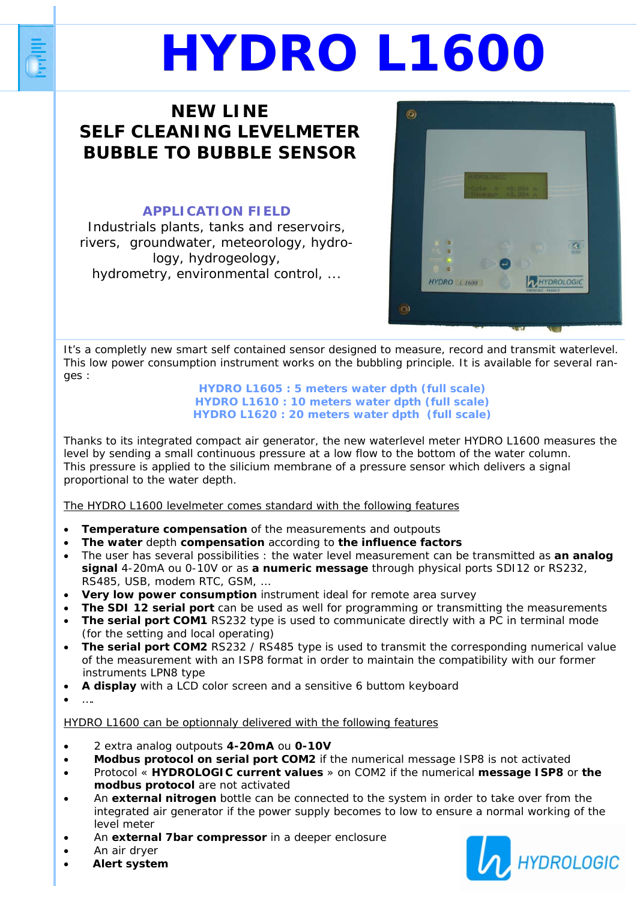# HYDRO L1600

## NEW LINE
## SELF CLEANING LEVELMETER
## BUBBLE TO BUBBLE SENSOR

### APPLICATION FIELD

Industrials plants, tanks and reservoirs, rivers, groundwater, meteorology, hydrology, hydrogeology, hydrometry, environmental control, ...

It's a completly new smart self contained sensor designed to measure, record and transmit waterlevel. This low power consumption instrument works on the bubbling principle. It is available for several ranges :

**HYDRO L1605 : 5 meters water dpth (full scale)**
**HYDRO L1610 : 10 meters water dpth (full scale)**
**HYDRO L1620 : 20 meters water dpth (full scale)**

Thanks to its integrated compact air generator, the new waterlevel meter HYDRO L1600 measures the level by sending a small continuous pressure at a low flow to the bottom of the water column.
This pressure is applied to the silicium membrane of a pressure sensor which delivers a signal proportional to the water depth.

The HYDRO L1600 levelmeter comes standard with the following features

- **Temperature compensation** of the measurements and outpouts
- **The water** depth **compensation** according to **the influence factors**
- The user has several possibilities : the water level measurement can be transmitted as **an analog signal** 4-20mA ou 0-10V or as **a numeric message** through physical ports SDI12 or RS232, RS485, USB, modem RTC, GSM, ...
- **Very low power consumption** instrument ideal for remote area survey
- **The SDI 12 serial port** can be used as well for programming or transmitting the measurements
- **The serial port COM1** RS232 type is used to communicate directly with a PC in terminal mode (for the setting and local operating)
- **The serial port COM2** RS232 / RS485 type is used to transmit the corresponding numerical value of the measurement with an ISP8 format in order to maintain the compatibility with our former instruments LPN8 type
- **A display** with a LCD color screen and a sensitive 6 buttom keyboard
- ….

HYDRO L1600 can be optionnaly delivered with the following features

- 2 extra analog outpouts **4-20mA** ou **0-10V**
- **Modbus protocol on serial port COM2** if the numerical message ISP8 is not activated
- Protocol « **HYDROLOGIC current values** » on COM2 if the numerical **message ISP8** or **the modbus protocol** are not activated
- An **external nitrogen** bottle can be connected to the system in order to take over from the integrated air generator if the power supply becomes to low to ensure a normal working of the level meter
- An **external 7bar compressor** in a deeper enclosure
- An air dryer
- **Alert system**

HYDROLOGIC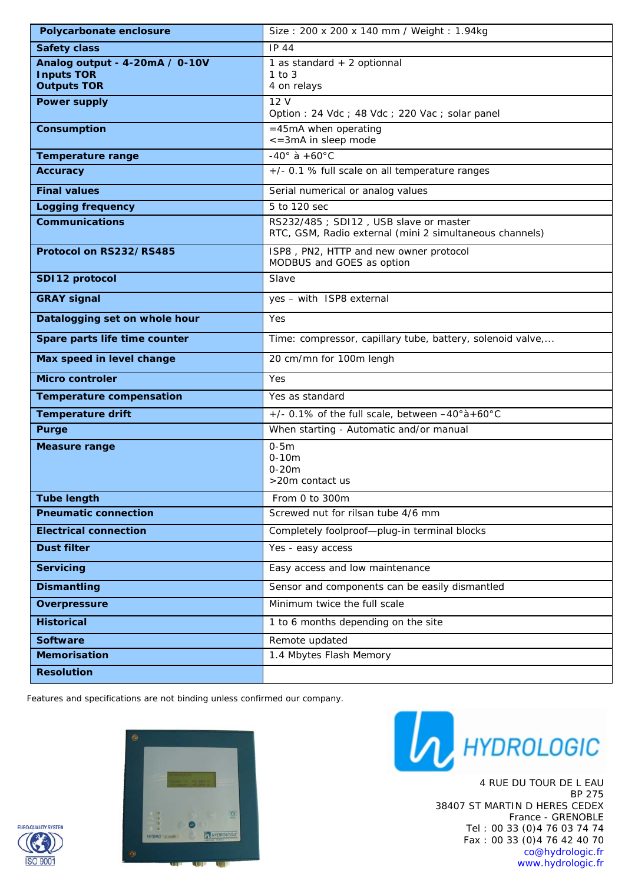| | |
|---|---|
| **Polycarbonate enclosure** | Size : 200 x 200 x 140 mm / Weight : 1.94kg |
| **Safety class** | IP 44 |
| **Analog output - 4-20mA / 0-10V**<br>**Inputs TOR**<br>**Outputs TOR** | 1 as standard + 2 optionnal<br>1 to 3<br>4 on relays |
| **Power supply** | 12 V<br>Option : 24 Vdc ; 48 Vdc ; 220 Vac ; solar panel |
| **Consumption** | =45mA when operating<br><=3mA in sleep mode |
| **Temperature range** | -40° à +60°C |
| **Accuracy** | +/- 0.1 % full scale on all temperature ranges |
| **Final values** | Serial numerical or analog values |
| **Logging frequency** | 5 to 120 sec |
| **Communications** | RS232/485 ; SDI12 , USB slave or master<br>RTC, GSM, Radio external (mini 2 simultaneous channels) |
| **Protocol on RS232/RS485** | ISP8 , PN2, HTTP and new owner protocol<br>MODBUS and GOES as option |
| **SDI12 protocol** | Slave |
| **GRAY signal** | yes – with ISP8 external |
| **Datalogging set on whole hour** | Yes |
| **Spare parts life time counter** | Time: compressor, capillary tube, battery, solenoid valve,... |
| **Max speed in level change** | 20 cm/mn for 100m lengh |
| **Micro controler** | Yes |
| **Temperature compensation** | Yes as standard |
| **Temperature drift** | +/- 0.1% of the full scale, between –40°à+60°C |
| **Purge** | When starting - Automatic and/or manual |
| **Measure range** | 0-5m<br>0-10m<br>0-20m<br>>20m contact us |
| **Tube length** | From 0 to 300m |
| **Pneumatic connection** | Screwed nut for rilsan tube 4/6 mm |
| **Electrical connection** | Completely foolproof—plug-in terminal blocks |
| **Dust filter** | Yes - easy access |
| **Servicing** | Easy access and low maintenance |
| **Dismantling** | Sensor and components can be easily dismantled |
| **Overpressure** | Minimum twice the full scale |
| **Historical** | 1 to 6 months depending on the site |
| **Software** | Remote updated |
| **Memorisation** | 1.4 Mbytes Flash Memory |
| **Resolution** | |

Features and specifications are not binding unless confirmed our company.

HYDROLOGIC

4 RUE DU TOUR DE L EAU
BP 275
38407 ST MARTIN D HERES CEDEX
France - GRENOBLE
Tel : 00 33 (0)4 76 03 74 74
Fax : 00 33 (0)4 76 42 40 70
co@hydrologic.fr
www.hydrologic.fr

EURO-QUALITY SYSTEM
ISO 9001